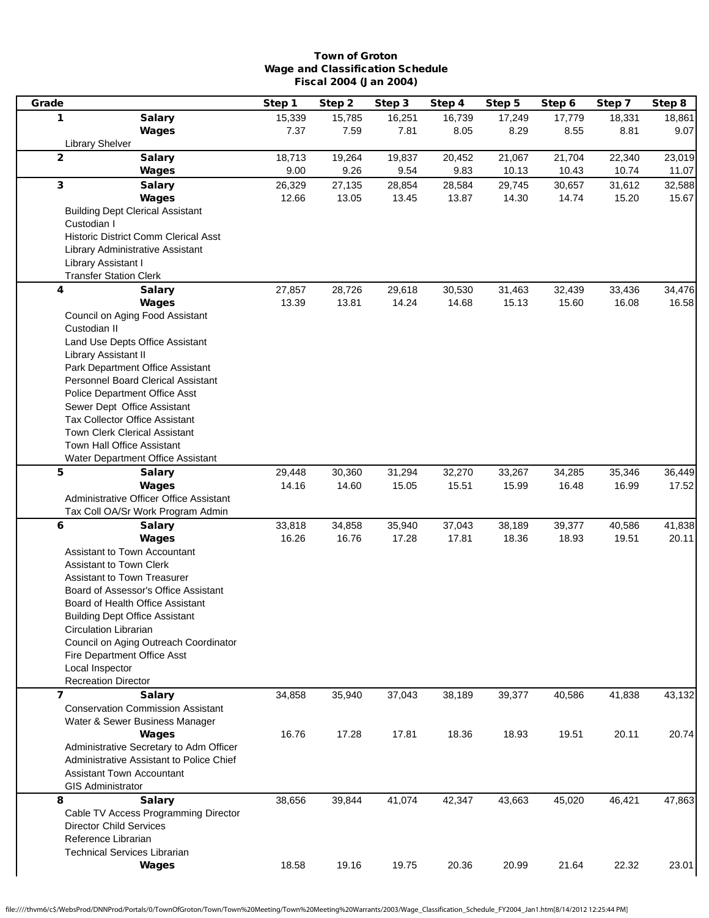# Town of Groton
## Wage and Classification Schedule
### Fiscal 2004 (Jan 2004)

| Grade | | Step 1 | Step 2 | Step 3 | Step 4 | Step 5 | Step 6 | Step 7 | Step 8 |
|---|---|---|---|---|---|---|---|---|---|
| 1 | Salary | 15,339 | 15,785 | 16,251 | 16,739 | 17,249 | 17,779 | 18,331 | 18,861 |
| | Wages | 7.37 | 7.59 | 7.81 | 8.05 | 8.29 | 8.55 | 8.81 | 9.07 |
| | Library Shelver | | | | | | | | |
| 2 | Salary | 18,713 | 19,264 | 19,837 | 20,452 | 21,067 | 21,704 | 22,340 | 23,019 |
| | Wages | 9.00 | 9.26 | 9.54 | 9.83 | 10.13 | 10.43 | 10.74 | 11.07 |
| 3 | Salary | 26,329 | 27,135 | 28,854 | 28,584 | 29,745 | 30,657 | 31,612 | 32,588 |
| | Wages | 12.66 | 13.05 | 13.45 | 13.87 | 14.30 | 14.74 | 15.20 | 15.67 |
| | Building Dept Clerical Assistant | | | | | | | | |
| | Custodian I | | | | | | | | |
| | Historic District Comm Clerical Asst | | | | | | | | |
| | Library Administrative Assistant | | | | | | | | |
| | Library Assistant I | | | | | | | | |
| | Transfer Station Clerk | | | | | | | | |
| 4 | Salary | 27,857 | 28,726 | 29,618 | 30,530 | 31,463 | 32,439 | 33,436 | 34,476 |
| | Wages | 13.39 | 13.81 | 14.24 | 14.68 | 15.13 | 15.60 | 16.08 | 16.58 |
| | Council on Aging Food Assistant | | | | | | | | |
| | Custodian II | | | | | | | | |
| | Land Use Depts Office Assistant | | | | | | | | |
| | Library Assistant II | | | | | | | | |
| | Park Department Office Assistant | | | | | | | | |
| | Personnel Board Clerical Assistant | | | | | | | | |
| | Police Department Office Asst | | | | | | | | |
| | Sewer Dept Office Assistant | | | | | | | | |
| | Tax Collector Office Assistant | | | | | | | | |
| | Town Clerk Clerical Assistant | | | | | | | | |
| | Town Hall Office Assistant | | | | | | | | |
| | Water Department Office Assistant | | | | | | | | |
| 5 | Salary | 29,448 | 30,360 | 31,294 | 32,270 | 33,267 | 34,285 | 35,346 | 36,449 |
| | Wages | 14.16 | 14.60 | 15.05 | 15.51 | 15.99 | 16.48 | 16.99 | 17.52 |
| | Administrative Officer Office Assistant | | | | | | | | |
| | Tax Coll OA/Sr Work Program Admin | | | | | | | | |
| 6 | Salary | 33,818 | 34,858 | 35,940 | 37,043 | 38,189 | 39,377 | 40,586 | 41,838 |
| | Wages | 16.26 | 16.76 | 17.28 | 17.81 | 18.36 | 18.93 | 19.51 | 20.11 |
| | Assistant to Town Accountant | | | | | | | | |
| | Assistant to Town Clerk | | | | | | | | |
| | Assistant to Town Treasurer | | | | | | | | |
| | Board of Assessor's Office Assistant | | | | | | | | |
| | Board of Health Office Assistant | | | | | | | | |
| | Building Dept Office Assistant | | | | | | | | |
| | Circulation Librarian | | | | | | | | |
| | Council on Aging Outreach Coordinator | | | | | | | | |
| | Fire Department Office Asst | | | | | | | | |
| | Local Inspector | | | | | | | | |
| | Recreation Director | | | | | | | | |
| 7 | Salary | 34,858 | 35,940 | 37,043 | 38,189 | 39,377 | 40,586 | 41,838 | 43,132 |
| | Conservation Commission Assistant | | | | | | | | |
| | Water & Sewer Business Manager | | | | | | | | |
| | Wages | 16.76 | 17.28 | 17.81 | 18.36 | 18.93 | 19.51 | 20.11 | 20.74 |
| | Administrative Secretary to Adm Officer | | | | | | | | |
| | Administrative Assistant to Police Chief | | | | | | | | |
| | Assistant Town Accountant | | | | | | | | |
| | GIS Administrator | | | | | | | | |
| 8 | Salary | 38,656 | 39,844 | 41,074 | 42,347 | 43,663 | 45,020 | 46,421 | 47,863 |
| | Cable TV Access Programming Director | | | | | | | | |
| | Director Child Services | | | | | | | | |
| | Reference Librarian | | | | | | | | |
| | Technical Services Librarian | | | | | | | | |
| | Wages | 18.58 | 19.16 | 19.75 | 20.36 | 20.99 | 21.64 | 22.32 | 23.01 |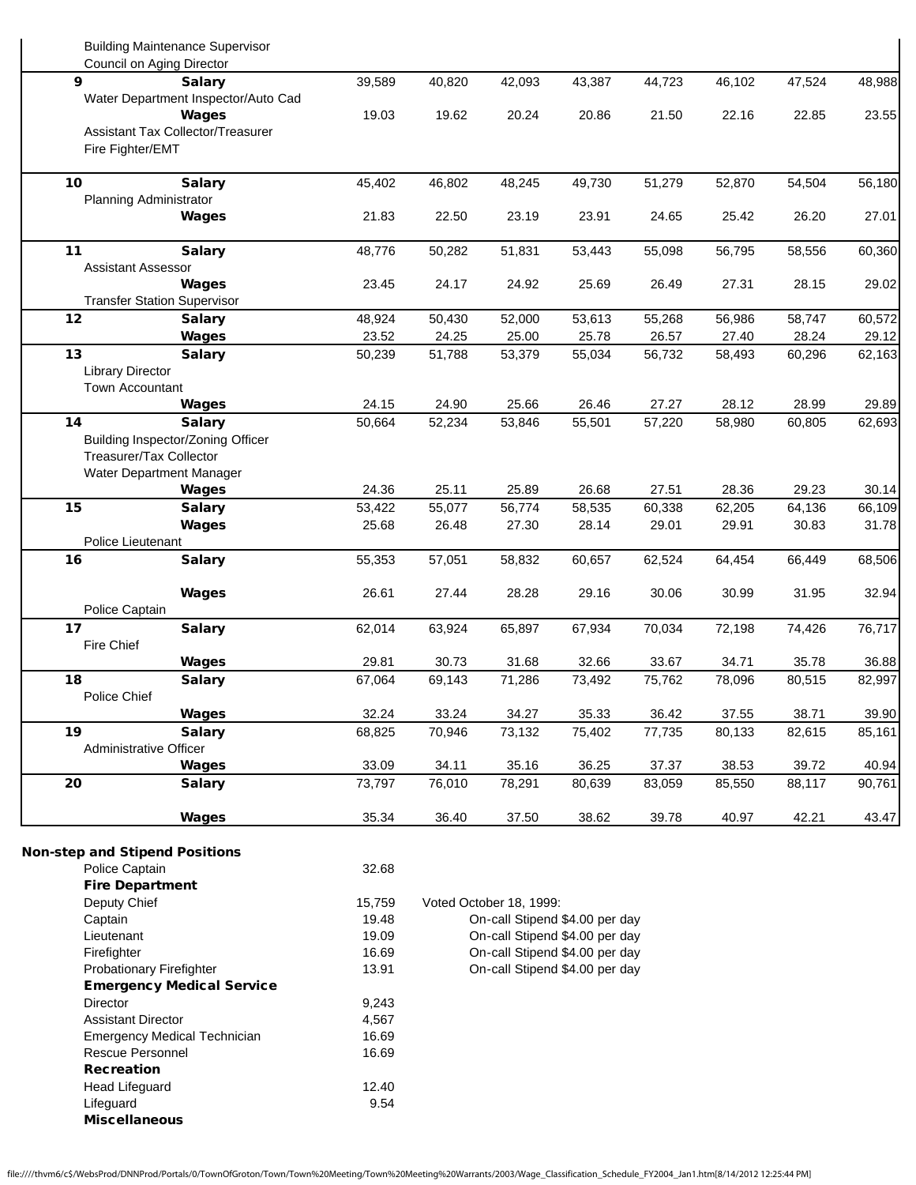| | | | | | | | | | |
|---|---|---|---|---|---|---|---|---|---|
| | Building Maintenance Supervisor | | | | | | | | |
| | Council on Aging Director | | | | | | | | |
| **9** | **Salary** | 39,589 | 40,820 | 42,093 | 43,387 | 44,723 | 46,102 | 47,524 | 48,988 |
| | Water Department Inspector/Auto Cad | | | | | | | | |
| | **Wages** | 19.03 | 19.62 | 20.24 | 20.86 | 21.50 | 22.16 | 22.85 | 23.55 |
| | Assistant Tax Collector/Treasurer | | | | | | | | |
| | Fire Fighter/EMT | | | | | | | | |
| **10** | **Salary** | 45,402 | 46,802 | 48,245 | 49,730 | 51,279 | 52,870 | 54,504 | 56,180 |
| | Planning Administrator | | | | | | | | |
| | **Wages** | 21.83 | 22.50 | 23.19 | 23.91 | 24.65 | 25.42 | 26.20 | 27.01 |
| **11** | **Salary** | 48,776 | 50,282 | 51,831 | 53,443 | 55,098 | 56,795 | 58,556 | 60,360 |
| | Assistant Assessor | | | | | | | | |
| | **Wages** | 23.45 | 24.17 | 24.92 | 25.69 | 26.49 | 27.31 | 28.15 | 29.02 |
| | Transfer Station Supervisor | | | | | | | | |
| **12** | **Salary** | 48,924 | 50,430 | 52,000 | 53,613 | 55,268 | 56,986 | 58,747 | 60,572 |
| | **Wages** | 23.52 | 24.25 | 25.00 | 25.78 | 26.57 | 27.40 | 28.24 | 29.12 |
| **13** | **Salary** | 50,239 | 51,788 | 53,379 | 55,034 | 56,732 | 58,493 | 60,296 | 62,163 |
| | Library Director | | | | | | | | |
| | Town Accountant | | | | | | | | |
| | **Wages** | 24.15 | 24.90 | 25.66 | 26.46 | 27.27 | 28.12 | 28.99 | 29.89 |
| **14** | **Salary** | 50,664 | 52,234 | 53,846 | 55,501 | 57,220 | 58,980 | 60,805 | 62,693 |
| | Building Inspector/Zoning Officer | | | | | | | | |
| | Treasurer/Tax Collector | | | | | | | | |
| | Water Department Manager | | | | | | | | |
| | **Wages** | 24.36 | 25.11 | 25.89 | 26.68 | 27.51 | 28.36 | 29.23 | 30.14 |
| **15** | **Salary** | 53,422 | 55,077 | 56,774 | 58,535 | 60,338 | 62,205 | 64,136 | 66,109 |
| | **Wages** | 25.68 | 26.48 | 27.30 | 28.14 | 29.01 | 29.91 | 30.83 | 31.78 |
| | Police Lieutenant | | | | | | | | |
| **16** | **Salary** | 55,353 | 57,051 | 58,832 | 60,657 | 62,524 | 64,454 | 66,449 | 68,506 |
| | **Wages** | 26.61 | 27.44 | 28.28 | 29.16 | 30.06 | 30.99 | 31.95 | 32.94 |
| | Police Captain | | | | | | | | |
| **17** | **Salary** | 62,014 | 63,924 | 65,897 | 67,934 | 70,034 | 72,198 | 74,426 | 76,717 |
| | Fire Chief | | | | | | | | |
| | **Wages** | 29.81 | 30.73 | 31.68 | 32.66 | 33.67 | 34.71 | 35.78 | 36.88 |
| **18** | **Salary** | 67,064 | 69,143 | 71,286 | 73,492 | 75,762 | 78,096 | 80,515 | 82,997 |
| | Police Chief | | | | | | | | |
| | **Wages** | 32.24 | 33.24 | 34.27 | 35.33 | 36.42 | 37.55 | 38.71 | 39.90 |
| **19** | **Salary** | 68,825 | 70,946 | 73,132 | 75,402 | 77,735 | 80,133 | 82,615 | 85,161 |
| | Administrative Officer | | | | | | | | |
| | **Wages** | 33.09 | 34.11 | 35.16 | 36.25 | 37.37 | 38.53 | 39.72 | 40.94 |
| **20** | **Salary** | 73,797 | 76,010 | 78,291 | 80,639 | 83,059 | 85,550 | 88,117 | 90,761 |
| | **Wages** | 35.34 | 36.40 | 37.50 | 38.62 | 39.78 | 40.97 | 42.21 | 43.47 |

**Non-step and Stipend Positions**

| Position | Rate | Notes |
|---|---|---|
| Police Captain | 32.68 | |
| **Fire Department** | | |
| Deputy Chief | 15,759 | Voted October 18, 1999: |
| Captain | 19.48 | On-call Stipend $4.00 per day |
| Lieutenant | 19.09 | On-call Stipend $4.00 per day |
| Firefighter | 16.69 | On-call Stipend $4.00 per day |
| Probationary Firefighter | 13.91 | On-call Stipend $4.00 per day |
| **Emergency Medical Service** | | |
| Director | 9,243 | |
| Assistant Director | 4,567 | |
| Emergency Medical Technician | 16.69 | |
| Rescue Personnel | 16.69 | |
| **Recreation** | | |
| Head Lifeguard | 12.40 | |
| Lifeguard | 9.54 | |
| **Miscellaneous** | | |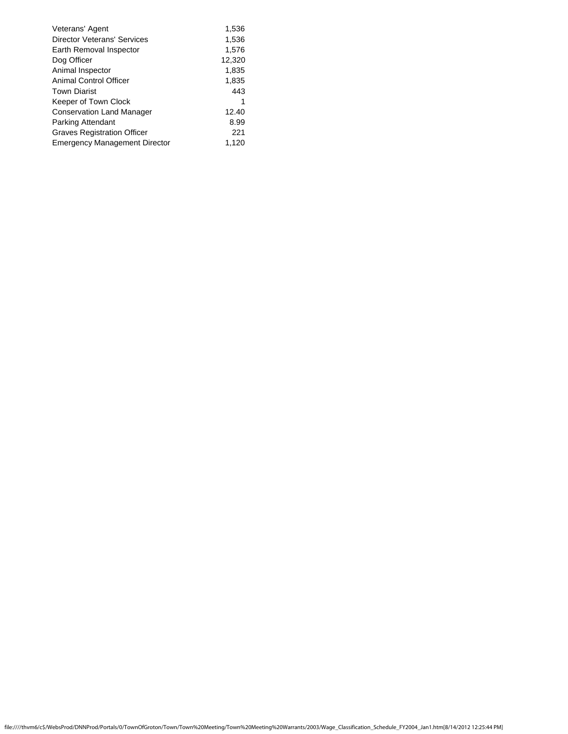| | |
|---|---|
| Veterans' Agent | 1,536 |
| Director Veterans' Services | 1,536 |
| Earth Removal Inspector | 1,576 |
| Dog Officer | 12,320 |
| Animal Inspector | 1,835 |
| Animal Control Officer | 1,835 |
| Town Diarist | 443 |
| Keeper of Town Clock | 1 |
| Conservation Land Manager | 12.40 |
| Parking Attendant | 8.99 |
| Graves Registration Officer | 221 |
| Emergency Management Director | 1,120 |